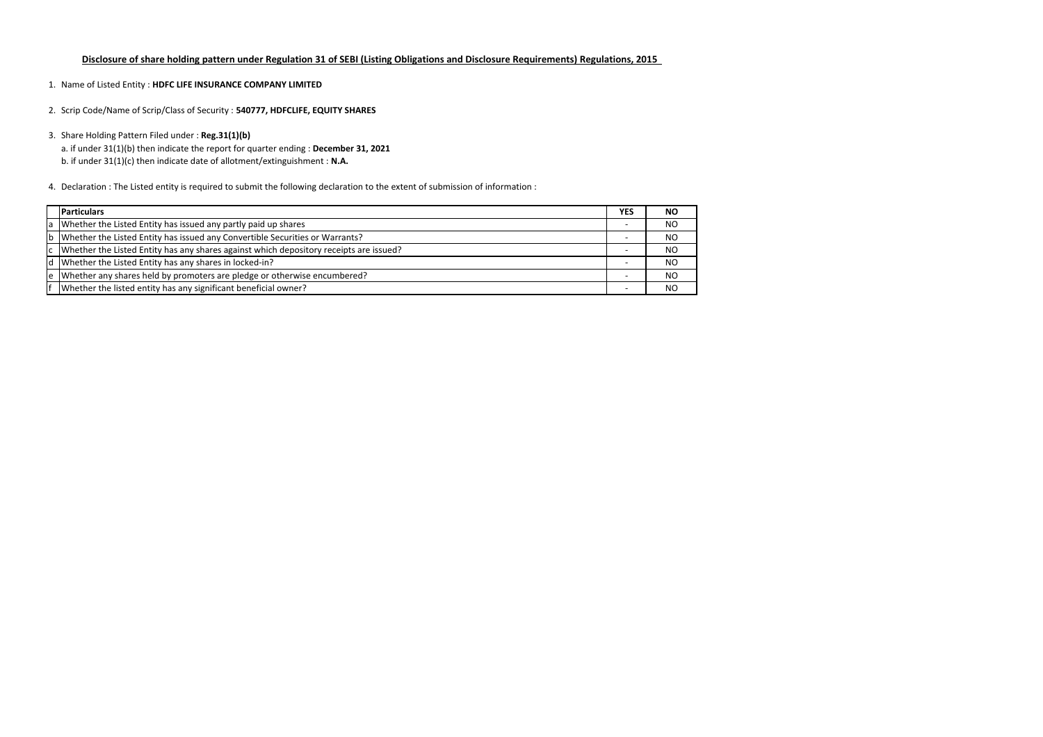## Disclosure of share holding pattern under Regulation 31 of SEBI (Listing Obligations and Disclosure Requirements) Regulations, 2015

1. Name of Listed Entity : **HDFC LIFE INSURANCE COMPANY LIMITED**
2. Scrip Code/Name of Scrip/Class of Security : **540777, HDFCLIFE, EQUITY SHARES**
3. Share Holding Pattern Filed under : **Reg.31(1)(b)**
   a. if under 31(1)(b) then indicate the report for quarter ending : **December 31, 2021**
   b. if under 31(1)(c) then indicate date of allotment/extinguishment : **N.A.**
4. Declaration : The Listed entity is required to submit the following declaration to the extent of submission of information :

| | Particulars | YES | NO |
|---|---|---|---|
| a | Whether the Listed Entity has issued any partly paid up shares | - | NO |
| b | Whether the Listed Entity has issued any Convertible Securities or Warrants? | - | NO |
| c | Whether the Listed Entity has any shares against which depository receipts are issued? | - | NO |
| d | Whether the Listed Entity has any shares in locked-in? | - | NO |
| e | Whether any shares held by promoters are pledge or otherwise encumbered? | - | NO |
| f | Whether the listed entity has any significant beneficial owner? | - | NO |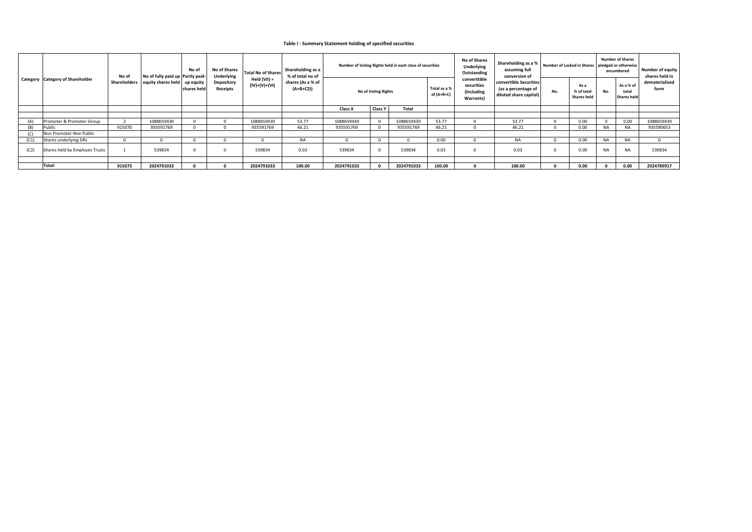**Table I - Summary Statement holding of specified securities**

| Category | Category of Shareholder | No of Shareholders | No of fully paid up equity shares held | No of Partly paid-up equity shares held | No of Shares Underlying Depository Receipts | Total No of Shares Held (VII) = (IV)+(V)+(VI) | Shareholding as a % of total no of shares (As a % of (A+B+C2)) | Number of Voting Rights held in each class of securities | | | | No of Shares Underlying Outstanding converttible securities (Including Warrants) | Shareholding as a % assuming full conversion of convertible Securities (as a percentage of diluted share capital) | Number of Locked in Shares | | Number of Shares pledged or otherwise encumbered | | Number of equity shares held in dematerialized form |
|---|---|---|---|---|---|---|---|---|---|---|---|---|---|---|---|---|---|---|
| | | | | | | | | No of Voting Rights | | | Total as a % of (A+B+C) | | | No. | As a % of total Shares held | No. | As a % of total Shares held | |
| | | | | | | | | Class X | Class Y | Total | | | | | | | | |
| (A) | Promoter & Promoter Group | 2 | 1088659430 | 0 | 0 | 1088659430 | 53.77 | 1088659430 | 0 | 1088659430 | 53.77 | 0 | 53.77 | 0 | 0.00 | 0 | 0.00 | 1088659430 |
| (B) | Public | 915070 | 935591769 | 0 | 0 | 935591769 | 46.21 | 935591769 | 0 | 935591769 | 46.21 | 0 | 46.21 | 0 | 0.00 | NA | NA | 935590653 |
| (C) | Non Promoter-Non Public | | | | | | | | | | | | | | | | | |
| (C1) | Shares underlying DRs | 0 | 0 | 0 | 0 | 0 | NA | 0 | 0 | 0 | 0.00 | 0 | NA | 0 | 0.00 | NA | NA | 0 |
| (C2) | Shares held by Employes Trusts | 1 | 539834 | 0 | 0 | 539834 | 0.03 | 539834 | 0 | 539834 | 0.03 | 0 | 0.03 | 0 | 0.00 | NA | NA | 539834 |
| | **Total:** | **915073** | **2024791033** | **0** | **0** | **2024791033** | **100.00** | **2024791033** | **0** | **2024791033** | **100.00** | **0** | **100.00** | **0** | **0.00** | **0** | **0.00** | **2024789917** |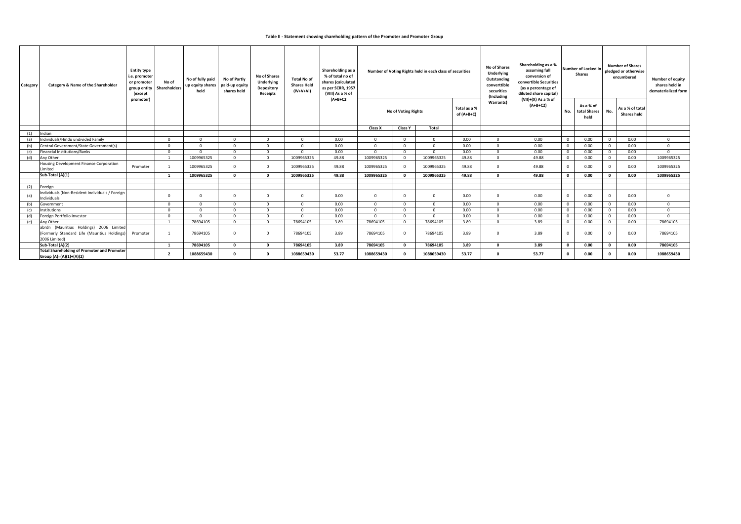## Table II - Statement showing shareholding pattern of the Promoter and Promoter Group

| Category | Category & Name of the Shareholder | Entity type i.e. promoter or promoter group entity (except promoter) | No of Shareholders | No of fully paid up equity shares held | No of Partly paid-up equity shares held | No of Shares Underlying Depository Receipts | Total No of Shares Held (IV+V+VI) | Shareholding as a % of total no of shares (calculated as per SCRR, 1957 (VIII) As a % of (A+B+C2 | Number of Voting Rights held in each class of securities | | | | No of Shares Underlying Outstanding converttible securities (Including Warrants) | Shareholding as a % assuming full conversion of convertible Securities (as a percentage of diluted share capital) (VII)+(X) As a % of (A+B+C2) | Number of Locked in Shares | | Number of Shares pledged or otherwise encumbered | | Number of equity shares held in dematerialized form |
|---|---|---|---|---|---|---|---|---|---|---|---|---|---|---|---|---|---|---|---|
| | | | | | | | | | No of Voting Rights | | | Total as a % of (A+B+C) | | | No. | As a % of total Shares held | No. | As a % of total Shares held | |
| | | | | | | | | | Class X | Class Y | Total | | | | | | | | |
| (1) | Indian | | | | | | | | | | | | | | | | | | |
| (a) | Individuals/Hindu undivided Family | | 0 | 0 | 0 | 0 | 0 | 0.00 | 0 | 0 | 0 | 0.00 | 0 | 0.00 | 0 | 0.00 | 0 | 0.00 | 0 |
| (b) | Central Government/State Government(s) | | 0 | 0 | 0 | 0 | 0 | 0.00 | 0 | 0 | 0 | 0.00 | 0 | 0.00 | 0 | 0.00 | 0 | 0.00 | 0 |
| (c) | Financial Institutions/Banks | | 0 | 0 | 0 | 0 | 0 | 0.00 | 0 | 0 | 0 | 0.00 | 0 | 0.00 | 0 | 0.00 | 0 | 0.00 | 0 |
| (d) | Any Other | | 1 | 1009965325 | 0 | 0 | 1009965325 | 49.88 | 1009965325 | 0 | 1009965325 | 49.88 | 0 | 49.88 | 0 | 0.00 | 0 | 0.00 | 1009965325 |
| | Housing Development Finance Corporation Limited | Promoter | 1 | 1009965325 | 0 | 0 | 1009965325 | 49.88 | 1009965325 | 0 | 1009965325 | 49.88 | 0 | 49.88 | 0 | 0.00 | 0 | 0.00 | 1009965325 |
| | **Sub-Total (A)(1)** | | **1** | **1009965325** | **0** | **0** | **1009965325** | **49.88** | **1009965325** | **0** | **1009965325** | **49.88** | **0** | **49.88** | **0** | **0.00** | **0** | **0.00** | **1009965325** |
| (2) | Foreign | | | | | | | | | | | | | | | | | | |
| (a) | Individuals (Non-Resident Individuals / Foreign Individuals | | 0 | 0 | 0 | 0 | 0 | 0.00 | 0 | 0 | 0 | 0.00 | 0 | 0.00 | 0 | 0.00 | 0 | 0.00 | 0 |
| (b) | Government | | 0 | 0 | 0 | 0 | 0 | 0.00 | 0 | 0 | 0 | 0.00 | 0 | 0.00 | 0 | 0.00 | 0 | 0.00 | 0 |
| (c) | Institutions | | 0 | 0 | 0 | 0 | 0 | 0.00 | 0 | 0 | 0 | 0.00 | 0 | 0.00 | 0 | 0.00 | 0 | 0.00 | 0 |
| (d) | Foreign Portfolio Investor | | 0 | 0 | 0 | 0 | 0 | 0.00 | 0 | 0 | 0 | 0.00 | 0 | 0.00 | 0 | 0.00 | 0 | 0.00 | 0 |
| (e) | Any Other | | 1 | 78694105 | 0 | 0 | 78694105 | 3.89 | 78694105 | 0 | 78694105 | 3.89 | 0 | 3.89 | 0 | 0.00 | 0 | 0.00 | 78694105 |
| | abrdn (Mauritius Holdings) 2006 Limited (Formerly Standard Life (Mauritius Holdings) 2006 Limited) | Promoter | 1 | 78694105 | 0 | 0 | 78694105 | 3.89 | 78694105 | 0 | 78694105 | 3.89 | 0 | 3.89 | 0 | 0.00 | 0 | 0.00 | 78694105 |
| | **Sub-Total (A)(2)** | | **1** | **78694105** | **0** | **0** | **78694105** | **3.89** | **78694105** | **0** | **78694105** | **3.89** | **0** | **3.89** | **0** | **0.00** | **0** | **0.00** | **78694105** |
| | **Total Shareholding of Promoter and Promoter Group (A)=(A)(1)+(A)(2)** | | **2** | **1088659430** | **0** | **0** | **1088659430** | **53.77** | **1088659430** | **0** | **1088659430** | **53.77** | **0** | **53.77** | **0** | **0.00** | **0** | **0.00** | **1088659430** |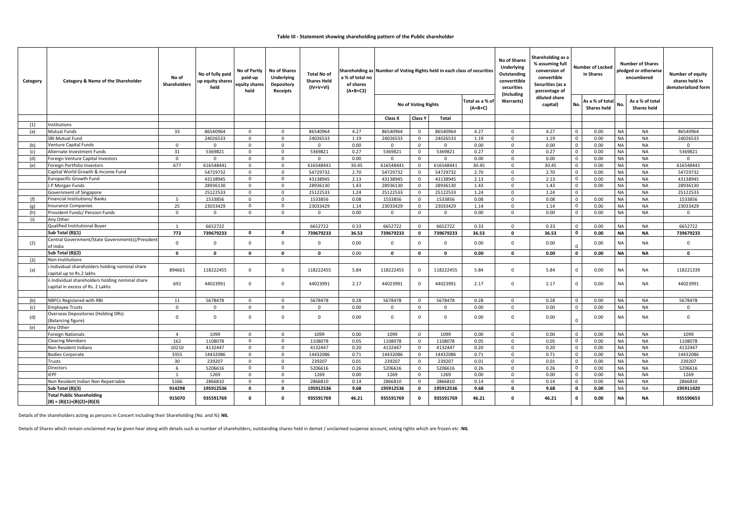# Table III - Statement showing shareholding pattern of the Public shareholder

| Category | Category & Name of the Shareholder | No of Shareholders | No of fully paid up equity shares held | No of Partly paid-up equity shares held | No of Shares Underlying Depository Receipts | Total No of Shares Held (IV+V+VI) | Shareholding as a % of total no of shares (A+B+C2) | Number of Voting Rights held in each class of securities | | | | No of Shares Underlying Outstanding converttible securities (Including Warrants) | Shareholding as a % assuming full conversion of convertible Securities (as a percentage of diluted share capital) | Number of Locked in Shares | | Number of Shares pledged or otherwise encumbered | | Number of equity shares held in dematerialized form |
|---|---|---|---|---|---|---|---|---|---|---|---|---|---|---|---|---|---|---|
| | | | | | | | | No of Voting Rights | | | Total as a % of (A+B+C) | | | No. | As a % of total Shares held | No. | As a % of total Shares held | |
| | | | | | | | | Class X | Class Y | Total | | | | | | | | |
| (1) | Institutions | | | | | | | | | | | | | | | | | |
| (a) | Mutual Funds | 33 | 86540964 | 0 | 0 | 86540964 | 4.27 | 86540964 | 0 | 86540964 | 4.27 | 0 | 4.27 | 0 | 0.00 | NA | NA | 86540964 |
| | SBI Mutual Fund | | 24026533 | 0 | 0 | 24026533 | 1.19 | 24026533 | 0 | 24026533 | 1.19 | 0 | 1.19 | 0 | 0.00 | NA | NA | 24026533 |
| (b) | Venture Capital Funds | 0 | 0 | 0 | 0 | 0 | 0.00 | 0 | 0 | 0 | 0.00 | 0 | 0.00 | 0 | 0.00 | NA | NA | 0 |
| (c) | Alternate Investment Funds | 31 | 5369821 | 0 | 0 | 5369821 | 0.27 | 5369821 | 0 | 5369821 | 0.27 | 0 | 0.27 | 0 | 0.00 | NA | NA | 5369821 |
| (d) | Foreign Venture Capital Investors | 0 | 0 | 0 | 0 | 0 | 0.00 | 0 | 0 | 0 | 0.00 | 0 | 0.00 | 0 | 0.00 | NA | NA | 0 |
| (e) | Foreign Portfolio Investors | 677 | 616548441 | 0 | 0 | 616548441 | 30.45 | 616548441 | 0 | 616548441 | 30.45 | 0 | 30.45 | 0 | 0.00 | NA | NA | 616548441 |
| | Capital World Growth & Income Fund | | 54729732 | 0 | 0 | 54729732 | 2.70 | 54729732 | 0 | 54729732 | 2.70 | 0 | 2.70 | 0 | 0.00 | NA | NA | 54729732 |
| | Europacific Growth Fund | | 43138945 | 0 | 0 | 43138945 | 2.13 | 43138945 | 0 | 43138945 | 2.13 | 0 | 2.13 | 0 | 0.00 | NA | NA | 43138945 |
| | J P Morgan Funds | | 28936130 | 0 | 0 | 28936130 | 1.43 | 28936130 | 0 | 28936130 | 1.43 | 0 | 1.43 | 0 | 0.00 | NA | NA | 28936130 |
| | Government of Singapore | | 25122533 | 0 | 0 | 25122533 | 1.24 | 25122533 | 0 | 25122533 | 1.24 | 0 | 1.24 | 0 | | NA | NA | 25122533 |
| (f) | Financial Institutions/ Banks | 5 | 1533856 | 0 | 0 | 1533856 | 0.08 | 1533856 | 0 | 1533856 | 0.08 | 0 | 0.08 | 0 | 0.00 | NA | NA | 1533856 |
| (g) | Insurance Companies | 25 | 23033429 | 0 | 0 | 23033429 | 1.14 | 23033429 | 0 | 23033429 | 1.14 | 0 | 1.14 | 0 | 0.00 | NA | NA | 23033429 |
| (h) | Provident Funds/ Pension Funds | 0 | 0 | 0 | 0 | 0 | 0.00 | 0 | 0 | 0 | 0.00 | 0 | 0.00 | 0 | 0.00 | NA | NA | 0 |
| (i) | Any Other | | | | | | | | | | | | | | | | | |
| | Qualified Institutional Buyer | 1 | 6652722 | | | 6652722 | 0.33 | 6652722 | 0 | 6652722 | 0.33 | 0 | 0.33 | 0 | 0.00 | NA | NA | 6652722 |
| | **Sub Total (B)(1)** | **772** | **739679233** | **0** | **0** | **739679233** | **36.53** | **739679233** | **0** | **739679233** | **36.53** | **0** | **36.53** | **0** | **0.00** | **NA** | **NA** | **739679233** |
| (2) | Central Government/State Government(s)/President of India | 0 | 0 | 0 | 0 | 0 | 0.00 | 0 | 0 | 0 | 0.00 | 0 | 0.00 | 0 | 0.00 | NA | NA | 0 |
| | **Sub Total (B)(2)** | **0** | **0** | **0** | **0** | **0** | 0.00 | **0** | **0** | **0** | **0.00** | **0** | **0.00** | **0** | **0.00** | **NA** | **NA** | **0** |
| (3) | Non-Institutions | | | | | | | | | | | | | | | | | |
| (a) | i.Individual shareholders holding nominal share capital up to Rs.2 lakhs | 894661 | 118222455 | 0 | 0 | 118222455 | 5.84 | 118222455 | 0 | 118222455 | 5.84 | 0 | 5.84 | 0 | 0.00 | NA | NA | 118221339 |
| | ii.Individual shareholders holding nominal share capital in excess of Rs. 2 Lakhs | 692 | 44023991 | 0 | 0 | 44023991 | 2.17 | 44023991 | 0 | 44023991 | 2.17 | 0 | 2.17 | 0 | 0.00 | NA | NA | 44023991 |
| | | | | | | | | | | | | | | | | | | |
| (b) | NBFCs Registered with RBI | 11 | 5678478 | 0 | 0 | 5678478 | 0.28 | 5678478 | 0 | 5678478 | 0.28 | 0 | 0.28 | 0 | 0.00 | NA | NA | 5678478 |
| (c) | Employee Trusts | 0 | 0 | 0 | 0 | 0 | 0.00 | 0 | 0 | 0 | 0.00 | 0 | 0.00 | 0 | 0.00 | NA | NA | 0 |
| (d) | Overseas Depositories (Holding DRs) (Balancing figure) | 0 | 0 | 0 | 0 | 0 | 0.00 | 0 | 0 | 0 | 0.00 | 0 | 0.00 | 0 | 0.00 | NA | NA | 0 |
| (e) | Any Other | | | | | | | | | | | | | | | | | |
| | Foreign Nationals | 4 | 1099 | 0 | 0 | 1099 | 0.00 | 1099 | 0 | 1099 | 0.00 | 0 | 0.00 | 0 | 0.00 | NA | NA | 1099 |
| | Clearing Members | 162 | 1108078 | 0 | 0 | 1108078 | 0.05 | 1108078 | 0 | 1108078 | 0.05 | 0 | 0.05 | 0 | 0.00 | NA | NA | 1108078 |
| | Non Resident Indians | 10210 | 4132447 | 0 | 0 | 4132447 | 0.20 | 4132447 | 0 | 4132447 | 0.20 | 0 | 0.20 | 0 | 0.00 | NA | NA | 4132447 |
| | Bodies Corporate | 3355 | 14432086 | 0 | 0 | 14432086 | 0.71 | 14432086 | 0 | 14432086 | 0.71 | 0 | 0.71 | 0 | 0.00 | NA | NA | 14432086 |
| | Trusts | 30 | 239207 | 0 | 0 | 239207 | 0.01 | 239207 | 0 | 239207 | 0.01 | 0 | 0.01 | 0 | 0.00 | NA | NA | 239207 |
| | Directors | 6 | 5206616 | 0 | 0 | 5206616 | 0.26 | 5206616 | 0 | 5206616 | 0.26 | 0 | 0.26 | 0 | 0.00 | NA | NA | 5206616 |
| | IEPF | 1 | 1269 | 0 | 0 | 1269 | 0.00 | 1269 | 0 | 1269 | 0.00 | 0 | 0.00 | 0 | 0.00 | NA | NA | 1269 |
| | Non Resident Indian Non Repatriable | 5166 | 2866810 | 0 | 0 | 2866810 | 0.14 | 2866810 | 0 | 2866810 | 0.14 | 0 | 0.14 | 0 | 0.00 | NA | NA | 2866810 |
| | **Sub Total (B)(3)** | **914298** | **195912536** | **0** | **0** | **195912536** | **9.68** | **195912536** | **0** | **195912536** | **9.68** | **0** | **9.68** | **0** | **0.00** | NA | NA | **195911420** |
| | **Total Public Shareholding (B) = (B)(1)+(B)(2)+(B)(3)** | **915070** | **935591769** | **0** | **0** | **935591769** | **46.21** | **935591769** | **0** | **935591769** | **46.21** | **0** | **46.21** | **0** | **0.00** | **NA** | **NA** | **935590653** |

Details of the shareholders acting as persons in Concert including their Shareholding (No. and %): **NIL**

Details of Shares which remain unclaimed may be given hear along with details such as number of shareholders, outstanding shares held in demat / unclaimed suspense account, voting rights which are frozen etc :**NIL**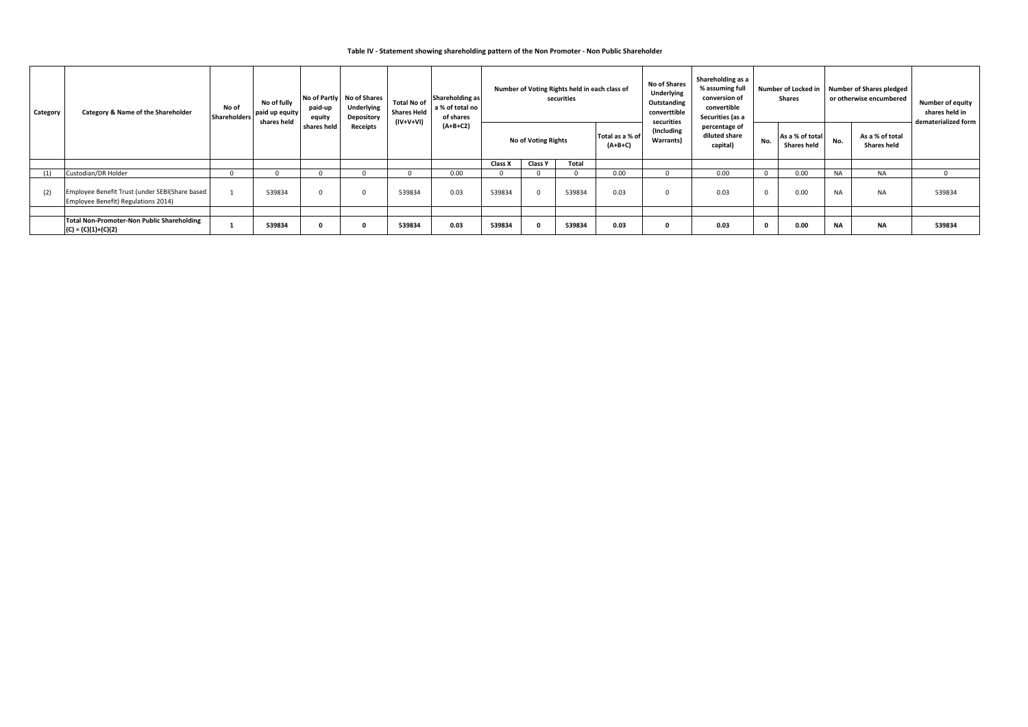**Table IV - Statement showing shareholding pattern of the Non Promoter - Non Public Shareholder**

| Category | Category & Name of the Shareholder | No of Shareholders | No of fully paid up equity shares held | No of Partly paid-up equity shares held | No of Shares Underlying Depository Receipts | Total No of Shares Held (IV+V+VI) | Shareholding as a % of total no of shares (A+B+C2) | Number of Voting Rights held in each class of securities | | | | No of Shares Underlying Outstanding converttible securities (Including Warrants) | Shareholding as a % assuming full conversion of convertible Securities (as a percentage of diluted share capital) | Number of Locked in Shares | | Number of Shares pledged or otherwise encumbered | | Number of equity shares held in dematerialized form |
|---|---|---|---|---|---|---|---|---|---|---|---|---|---|---|---|---|---|---|
| | | | | | | | | No of Voting Rights | | | Total as a % of (A+B+C) | | | No. | As a % of total Shares held | No. | As a % of total Shares held | |
| | | | | | | | | Class X | Class Y | Total | | | | | | | | |
| (1) | Custodian/DR Holder | 0 | 0 | 0 | 0 | 0 | 0.00 | 0 | 0 | 0 | 0.00 | 0 | 0.00 | 0 | 0.00 | NA | NA | 0 |
| (2) | Employee Benefit Trust (under SEBI(Share based Employee Benefit) Regulations 2014) | 1 | 539834 | 0 | 0 | 539834 | 0.03 | 539834 | 0 | 539834 | 0.03 | 0 | 0.03 | 0 | 0.00 | NA | NA | 539834 |
| | | | | | | | | | | | | | | | | | | |
| | **Total Non-Promoter-Non Public Shareholding (C) = (C)(1)+(C)(2)** | **1** | **539834** | **0** | **0** | **539834** | **0.03** | **539834** | **0** | **539834** | **0.03** | **0** | **0.03** | **0** | **0.00** | **NA** | **NA** | **539834** |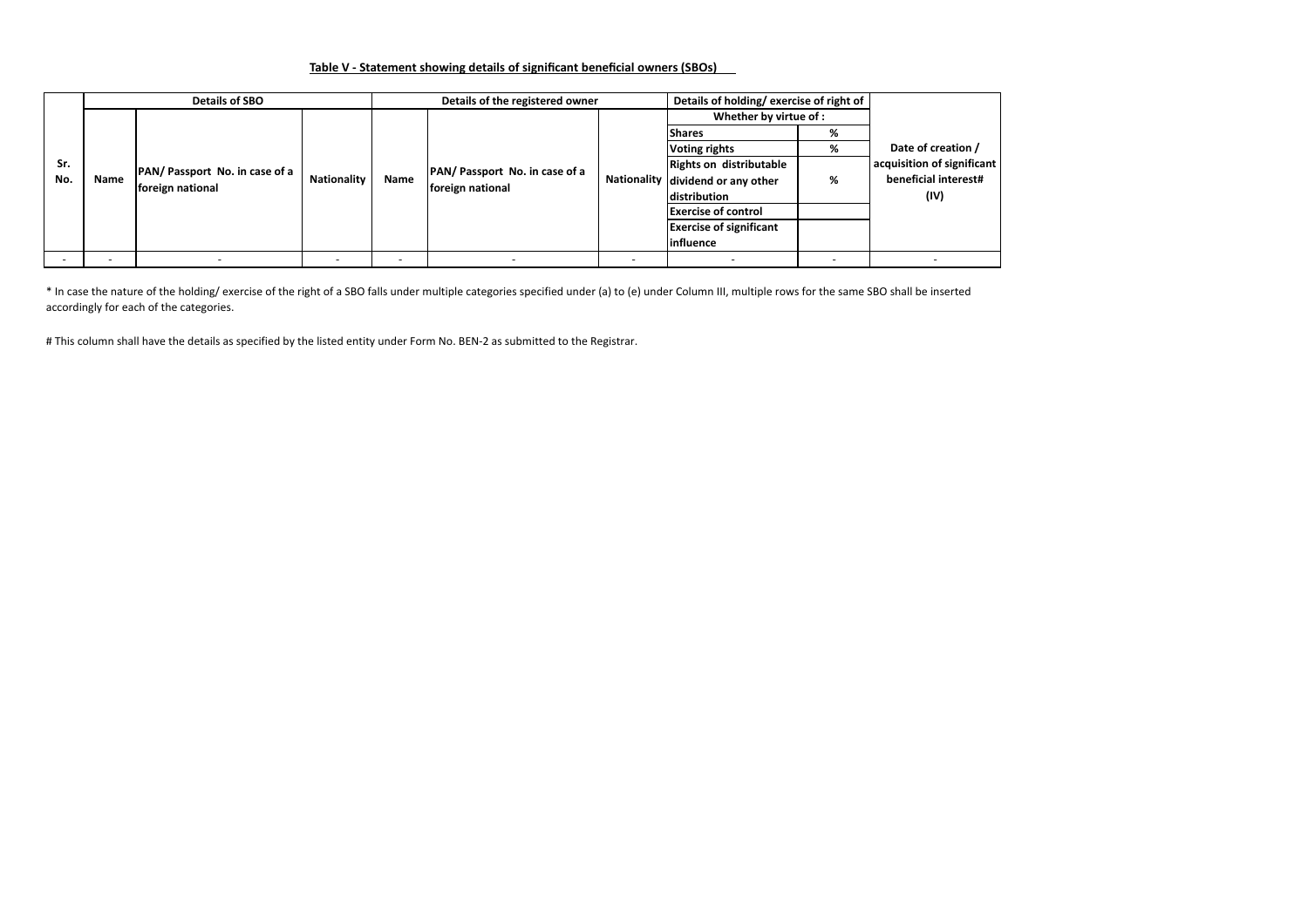**Table V - Statement showing details of significant beneficial owners (SBOs)**

| Sr. No. | Details of SBO | | | Details of the registered owner | | | Details of holding/ exercise of right of | | Date of creation / acquisition of significant beneficial interest# (IV) |
|---|---|---|---|---|---|---|---|---|---|
| | | | | | | | Whether by virtue of : | | |
| | Name | PAN/ Passport No. in case of a foreign national | Nationality | Name | PAN/ Passport No. in case of a foreign national | Nationality | Shares | % | |
| | | | | | | | Voting rights | % | |
| | | | | | | | Rights on distributable dividend or any other distribution | % | |
| | | | | | | | Exercise of control | | |
| | | | | | | | Exercise of significant influence | | |
| - | - | - | - | - | - | - | - | - | - |

* In case the nature of the holding/ exercise of the right of a SBO falls under multiple categories specified under (a) to (e) under Column III, multiple rows for the same SBO shall be inserted accordingly for each of the categories.

# This column shall have the details as specified by the listed entity under Form No. BEN-2 as submitted to the Registrar.